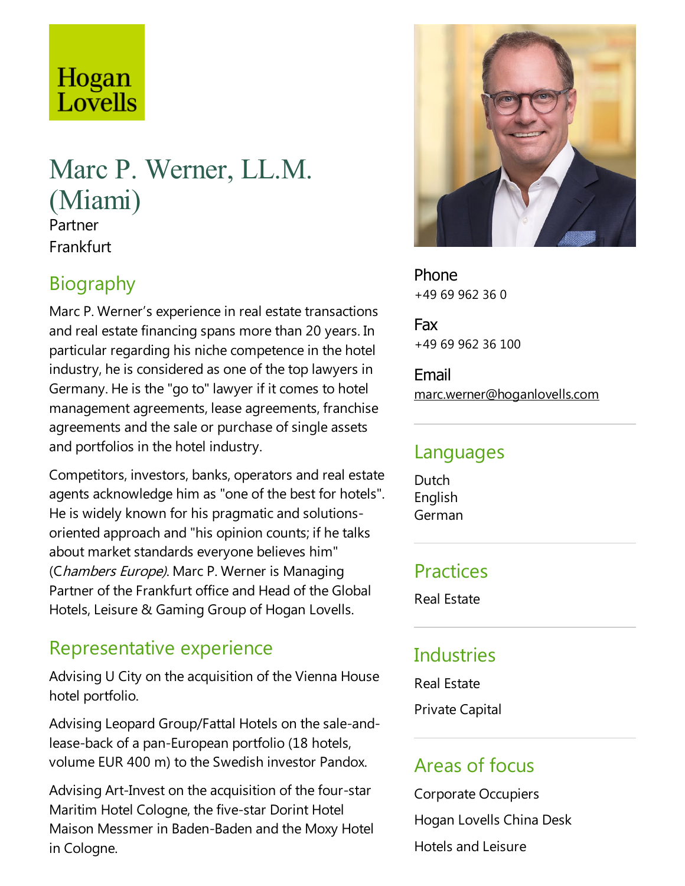Hogan Lovells

# Marc P. Werner, LL.M. (Miami)

Partner

Frankfurt

## Biography

Marc P. Werner's experience in real estate transactions and real estate financing spans more than 20 years. In particular regarding his niche competence in the hotel industry, he is considered as one of the top lawyers in Germany. He is the "go to" lawyer if it comes to hotel management agreements, lease agreements, franchise agreements and the sale or purchase of single assets and portfolios in the hotel industry.

Competitors, investors, banks, operators and real estate agents acknowledge him as "one of the best for hotels". He is widely known for his pragmatic and solutions-oriented approach and "his opinion counts; if he talks about market standards everyone believes him" (*Chambers Europe)*. Marc P. Werner is Managing Partner of the Frankfurt office and Head of the Global Hotels, Leisure & Gaming Group of Hogan Lovells.

## Representative experience

Advising U City on the acquisition of the Vienna House hotel portfolio.

Advising Leopard Group/Fattal Hotels on the sale-and-lease-back of a pan-European portfolio (18 hotels, volume EUR 400 m) to the Swedish investor Pandox.

Advising Art-Invest on the acquisition of the four-star Maritim Hotel Cologne, the five-star Dorint Hotel Maison Messmer in Baden-Baden and the Moxy Hotel in Cologne.

**Phone**
+49 69 962 36 0

**Fax**
+49 69 962 36 100

**Email**
marc.werner@hoganlovells.com

## Languages

Dutch
English
German

## Practices

Real Estate

## Industries

Real Estate

Private Capital

## Areas of focus

Corporate Occupiers

Hogan Lovells China Desk

Hotels and Leisure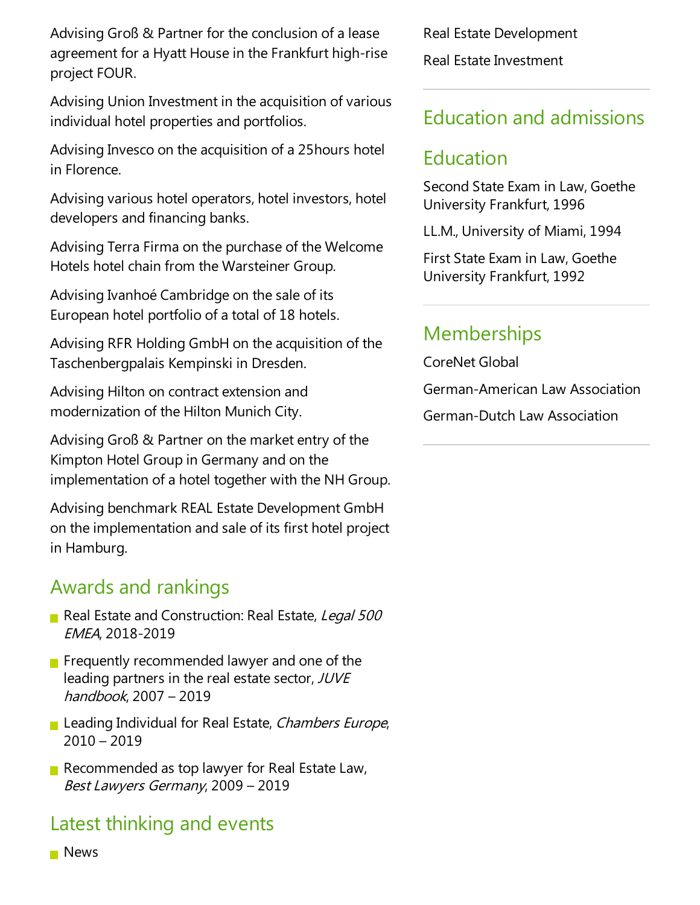Advising Groß & Partner for the conclusion of a lease agreement for a Hyatt House in the Frankfurt high-rise project FOUR.

Advising Union Investment in the acquisition of various individual hotel properties and portfolios.

Advising Invesco on the acquisition of a 25hours hotel in Florence.

Advising various hotel operators, hotel investors, hotel developers and financing banks.

Advising Terra Firma on the purchase of the Welcome Hotels hotel chain from the Warsteiner Group.

Advising Ivanhoé Cambridge on the sale of its European hotel portfolio of a total of 18 hotels.

Advising RFR Holding GmbH on the acquisition of the Taschenbergpalais Kempinski in Dresden.

Advising Hilton on contract extension and modernization of the Hilton Munich City.

Advising Groß & Partner on the market entry of the Kimpton Hotel Group in Germany and on the implementation of a hotel together with the NH Group.

Advising benchmark REAL Estate Development GmbH on the implementation and sale of its first hotel project in Hamburg.

## Awards and rankings

- Real Estate and Construction: Real Estate, *Legal 500 EMEA*, 2018-2019
- Frequently recommended lawyer and one of the leading partners in the real estate sector, *JUVE handbook*, 2007 – 2019
- Leading Individual for Real Estate, *Chambers Europe*, 2010 – 2019
- Recommended as top lawyer for Real Estate Law, *Best Lawyers Germany*, 2009 – 2019

## Latest thinking and events

- News

Real Estate Development

Real Estate Investment

## Education and admissions

## Education

Second State Exam in Law, Goethe University Frankfurt, 1996

LL.M., University of Miami, 1994

First State Exam in Law, Goethe University Frankfurt, 1992

## Memberships

CoreNet Global

German-American Law Association

German-Dutch Law Association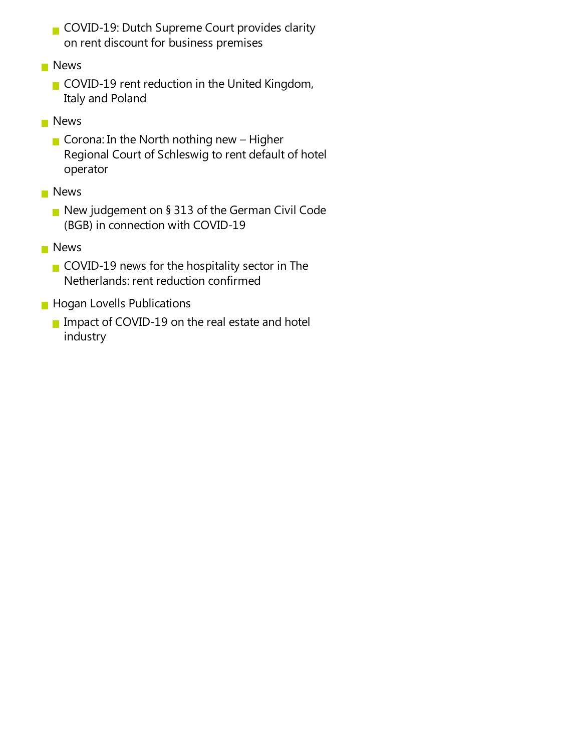- COVID-19: Dutch Supreme Court provides clarity on rent discount for business premises
- News
  - COVID-19 rent reduction in the United Kingdom, Italy and Poland
- News
  - Corona: In the North nothing new – Higher Regional Court of Schleswig to rent default of hotel operator
- News
  - New judgement on § 313 of the German Civil Code (BGB) in connection with COVID-19
- News
  - COVID-19 news for the hospitality sector in The Netherlands: rent reduction confirmed
- Hogan Lovells Publications
  - Impact of COVID-19 on the real estate and hotel industry